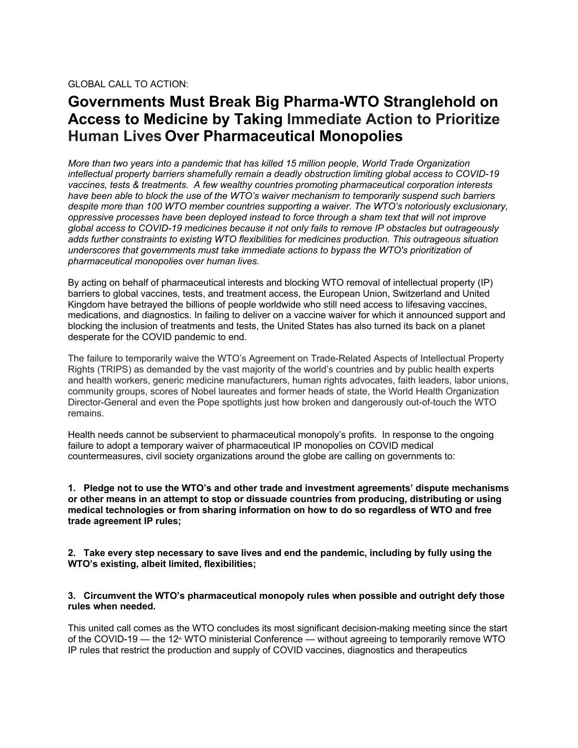GLOBAL CALL TO ACTION:

# Governments Must Break Big Pharma-WTO Stranglehold on Access to Medicine by Taking Immediate Action to Prioritize Human Lives Over Pharmaceutical Monopolies

*More than two years into a pandemic that has killed 15 million people, World Trade Organization intellectual property barriers shamefully remain a deadly obstruction limiting global access to COVID-19 vaccines, tests & treatments. A few wealthy countries promoting pharmaceutical corporation interests have been able to block the use of the WTO's waiver mechanism to temporarily suspend such barriers despite more than 100 WTO member countries supporting a waiver. The WTO's notoriously exclusionary, oppressive processes have been deployed instead to force through a sham text that will not improve global access to COVID-19 medicines because it not only fails to remove IP obstacles but outrageously adds further constraints to existing WTO flexibilities for medicines production. This outrageous situation underscores that governments must take immediate actions to bypass the WTO's prioritization of pharmaceutical monopolies over human lives.*

By acting on behalf of pharmaceutical interests and blocking WTO removal of intellectual property (IP) barriers to global vaccines, tests, and treatment access, the European Union, Switzerland and United Kingdom have betrayed the billions of people worldwide who still need access to lifesaving vaccines, medications, and diagnostics. In failing to deliver on a vaccine waiver for which it announced support and blocking the inclusion of treatments and tests, the United States has also turned its back on a planet desperate for the COVID pandemic to end.

The failure to temporarily waive the WTO's Agreement on Trade-Related Aspects of Intellectual Property Rights (TRIPS) as demanded by the vast majority of the world's countries and by public health experts and health workers, generic medicine manufacturers, human rights advocates, faith leaders, labor unions, community groups, scores of Nobel laureates and former heads of state, the World Health Organization Director-General and even the Pope spotlights just how broken and dangerously out-of-touch the WTO remains.

Health needs cannot be subservient to pharmaceutical monopoly's profits. In response to the ongoing failure to adopt a temporary waiver of pharmaceutical IP monopolies on COVID medical countermeasures, civil society organizations around the globe are calling on governments to:

1. **Pledge not to use the WTO's and other trade and investment agreements' dispute mechanisms or other means in an attempt to stop or dissuade countries from producing, distributing or using medical technologies or from sharing information on how to do so regardless of WTO and free trade agreement IP rules;**

2. **Take every step necessary to save lives and end the pandemic, including by fully using the WTO's existing, albeit limited, flexibilities;**

3. **Circumvent the WTO's pharmaceutical monopoly rules when possible and outright defy those rules when needed.**

This united call comes as the WTO concludes its most significant decision-making meeting since the start of the COVID-19 — the 12th WTO ministerial Conference — without agreeing to temporarily remove WTO IP rules that restrict the production and supply of COVID vaccines, diagnostics and therapeutics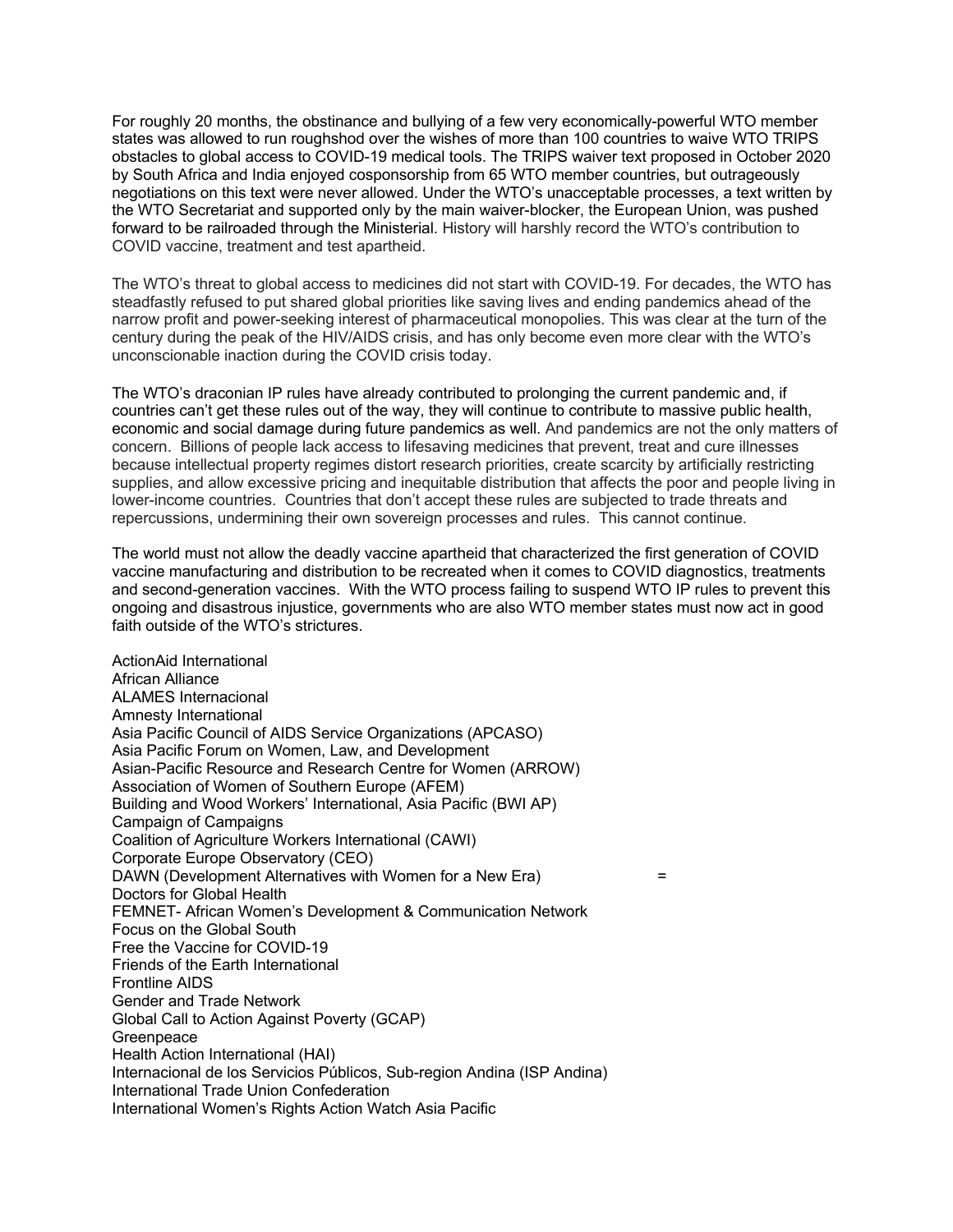For roughly 20 months, the obstinance and bullying of a few very economically-powerful WTO member states was allowed to run roughshod over the wishes of more than 100 countries to waive WTO TRIPS obstacles to global access to COVID-19 medical tools. The TRIPS waiver text proposed in October 2020 by South Africa and India enjoyed cosponsorship from 65 WTO member countries, but outrageously negotiations on this text were never allowed. Under the WTO's unacceptable processes, a text written by the WTO Secretariat and supported only by the main waiver-blocker, the European Union, was pushed forward to be railroaded through the Ministerial. History will harshly record the WTO's contribution to COVID vaccine, treatment and test apartheid.

The WTO's threat to global access to medicines did not start with COVID-19. For decades, the WTO has steadfastly refused to put shared global priorities like saving lives and ending pandemics ahead of the narrow profit and power-seeking interest of pharmaceutical monopolies. This was clear at the turn of the century during the peak of the HIV/AIDS crisis, and has only become even more clear with the WTO's unconscionable inaction during the COVID crisis today.

The WTO's draconian IP rules have already contributed to prolonging the current pandemic and, if countries can't get these rules out of the way, they will continue to contribute to massive public health, economic and social damage during future pandemics as well. And pandemics are not the only matters of concern. Billions of people lack access to lifesaving medicines that prevent, treat and cure illnesses because intellectual property regimes distort research priorities, create scarcity by artificially restricting supplies, and allow excessive pricing and inequitable distribution that affects the poor and people living in lower-income countries. Countries that don't accept these rules are subjected to trade threats and repercussions, undermining their own sovereign processes and rules. This cannot continue.

The world must not allow the deadly vaccine apartheid that characterized the first generation of COVID vaccine manufacturing and distribution to be recreated when it comes to COVID diagnostics, treatments and second-generation vaccines. With the WTO process failing to suspend WTO IP rules to prevent this ongoing and disastrous injustice, governments who are also WTO member states must now act in good faith outside of the WTO's strictures.

ActionAid International
African Alliance
ALAMES Internacional
Amnesty International
Asia Pacific Council of AIDS Service Organizations (APCASO)
Asia Pacific Forum on Women, Law, and Development
Asian-Pacific Resource and Research Centre for Women (ARROW)
Association of Women of Southern Europe (AFEM)
Building and Wood Workers' International, Asia Pacific (BWI AP)
Campaign of Campaigns
Coalition of Agriculture Workers International (CAWI)
Corporate Europe Observatory (CEO)
DAWN (Development Alternatives with Women for a New Era) =
Doctors for Global Health
FEMNET- African Women's Development & Communication Network
Focus on the Global South
Free the Vaccine for COVID-19
Friends of the Earth International
Frontline AIDS
Gender and Trade Network
Global Call to Action Against Poverty (GCAP)
Greenpeace
Health Action International (HAI)
Internacional de los Servicios Públicos, Sub-region Andina (ISP Andina)
International Trade Union Confederation
International Women's Rights Action Watch Asia Pacific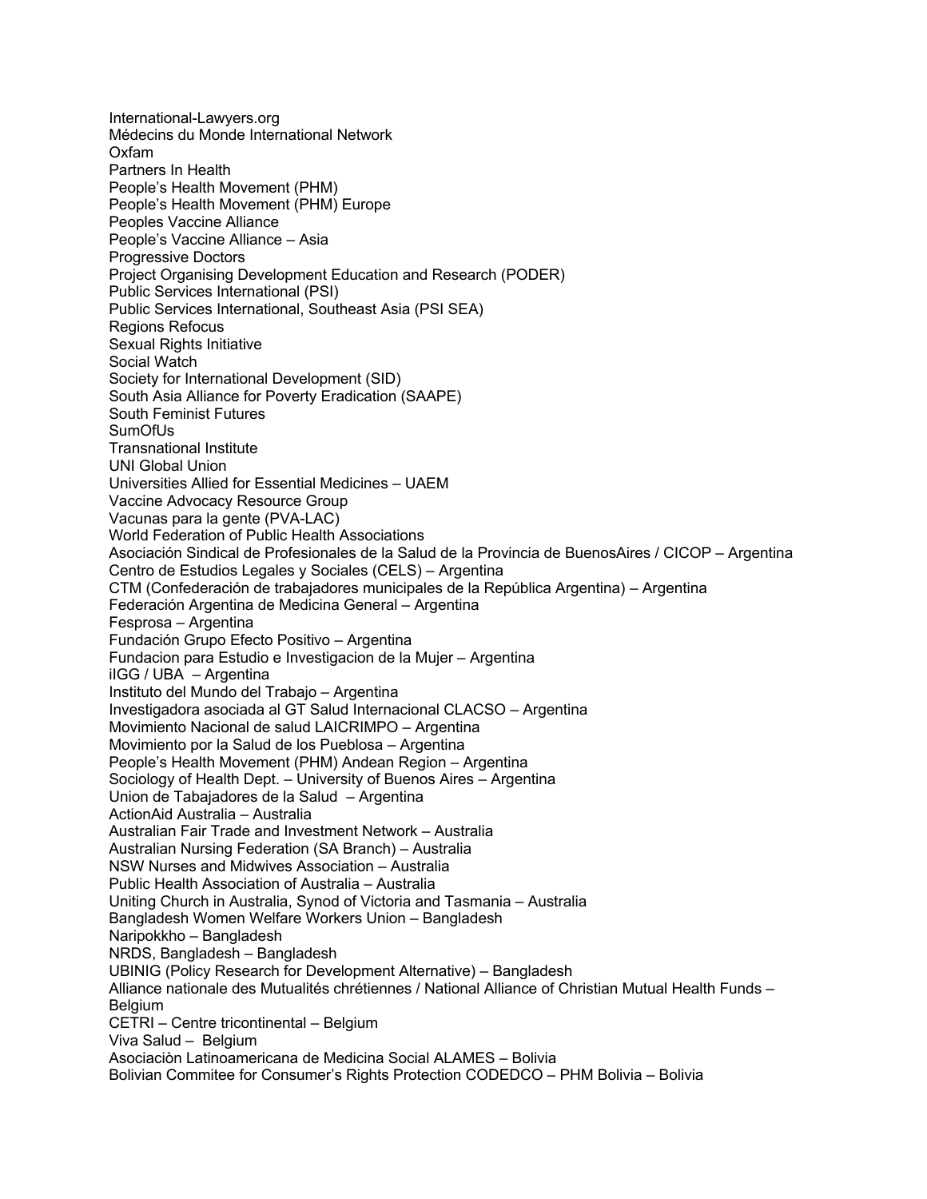International-Lawyers.org
Médecins du Monde International Network
Oxfam
Partners In Health
People's Health Movement (PHM)
People's Health Movement (PHM) Europe
Peoples Vaccine Alliance
People's Vaccine Alliance – Asia
Progressive Doctors
Project Organising Development Education and Research (PODER)
Public Services International (PSI)
Public Services International, Southeast Asia (PSI SEA)
Regions Refocus
Sexual Rights Initiative
Social Watch
Society for International Development (SID)
South Asia Alliance for Poverty Eradication (SAAPE)
South Feminist Futures
SumOfUs
Transnational Institute
UNI Global Union
Universities Allied for Essential Medicines – UAEM
Vaccine Advocacy Resource Group
Vacunas para la gente (PVA-LAC)
World Federation of Public Health Associations
Asociación Sindical de Profesionales de la Salud de la Provincia de BuenosAires / CICOP – Argentina
Centro de Estudios Legales y Sociales (CELS) – Argentina
CTM (Confederación de trabajadores municipales de la República Argentina) – Argentina
Federación Argentina de Medicina General – Argentina
Fesprosa – Argentina
Fundación Grupo Efecto Positivo – Argentina
Fundacion para Estudio e Investigacion de la Mujer – Argentina
iIGG / UBA – Argentina
Instituto del Mundo del Trabajo – Argentina
Investigadora asociada al GT Salud Internacional CLACSO – Argentina
Movimiento Nacional de salud LAICRIMPO – Argentina
Movimiento por la Salud de los Pueblosa – Argentina
People's Health Movement (PHM) Andean Region – Argentina
Sociology of Health Dept. – University of Buenos Aires – Argentina
Union de Tabajadores de la Salud – Argentina
ActionAid Australia – Australia
Australian Fair Trade and Investment Network – Australia
Australian Nursing Federation (SA Branch) – Australia
NSW Nurses and Midwives Association – Australia
Public Health Association of Australia – Australia
Uniting Church in Australia, Synod of Victoria and Tasmania – Australia
Bangladesh Women Welfare Workers Union – Bangladesh
Naripokkho – Bangladesh
NRDS, Bangladesh – Bangladesh
UBINIG (Policy Research for Development Alternative) – Bangladesh
Alliance nationale des Mutualités chrétiennes / National Alliance of Christian Mutual Health Funds – Belgium
CETRI – Centre tricontinental – Belgium
Viva Salud – Belgium
Asociaciòn Latinoamericana de Medicina Social ALAMES – Bolivia
Bolivian Commitee for Consumer's Rights Protection CODEDCO – PHM Bolivia – Bolivia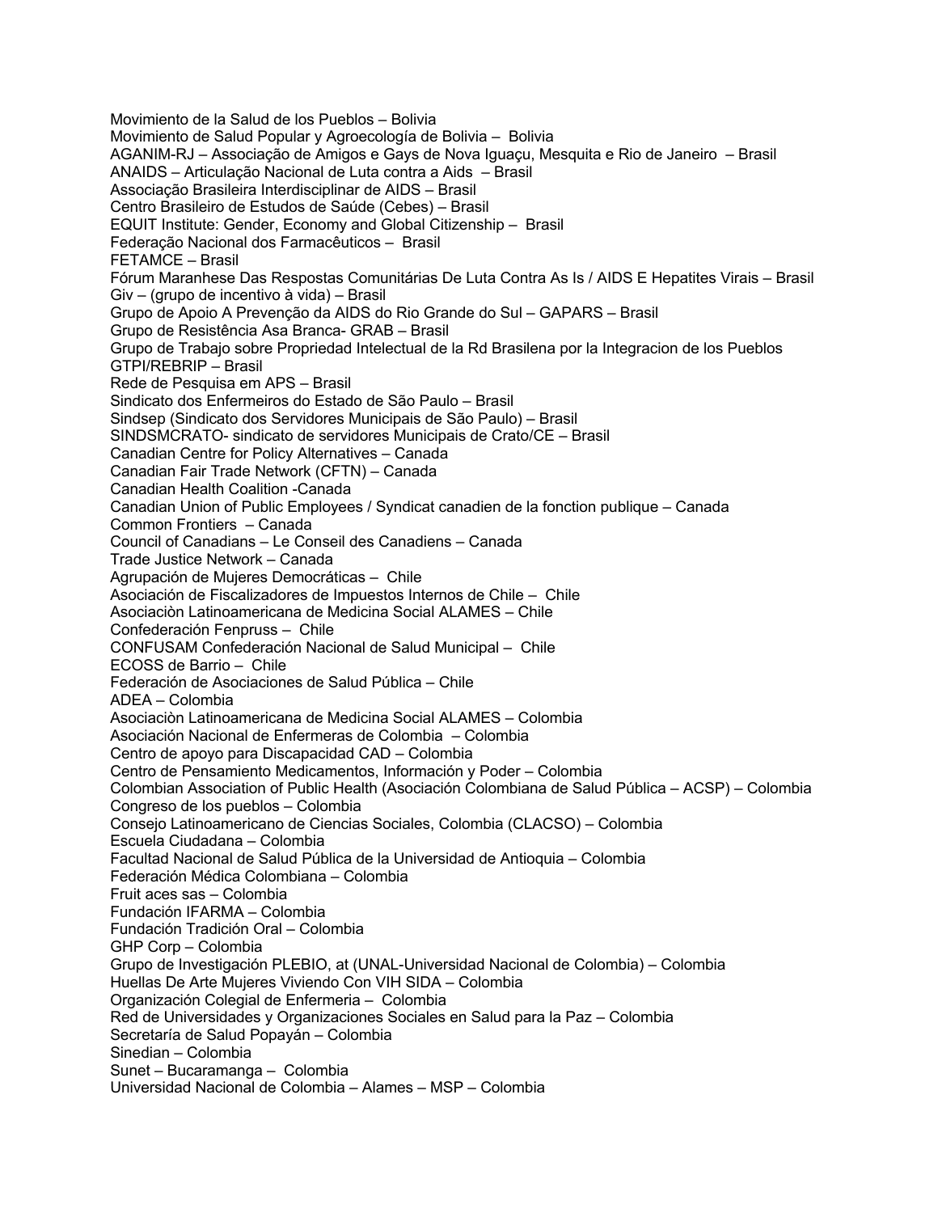Movimiento de la Salud de los Pueblos – Bolivia
Movimiento de Salud Popular y Agroecología de Bolivia – Bolivia
AGANIM-RJ – Associação de Amigos e Gays de Nova Iguaçu, Mesquita e Rio de Janeiro – Brasil
ANAIDS – Articulação Nacional de Luta contra a Aids – Brasil
Associação Brasileira Interdisciplinar de AIDS – Brasil
Centro Brasileiro de Estudos de Saúde (Cebes) – Brasil
EQUIT Institute: Gender, Economy and Global Citizenship – Brasil
Federação Nacional dos Farmacêuticos – Brasil
FETAMCE – Brasil
Fórum Maranhese Das Respostas Comunitárias De Luta Contra As Is / AIDS E Hepatites Virais – Brasil
Giv – (grupo de incentivo à vida) – Brasil
Grupo de Apoio A Prevenção da AIDS do Rio Grande do Sul – GAPARS – Brasil
Grupo de Resistência Asa Branca- GRAB – Brasil
Grupo de Trabajo sobre Propriedad Intelectual de la Rd Brasilena por la Integracion de los Pueblos
GTPI/REBRIP – Brasil
Rede de Pesquisa em APS – Brasil
Sindicato dos Enfermeiros do Estado de São Paulo – Brasil
Sindsep (Sindicato dos Servidores Municipais de São Paulo) – Brasil
SINDSMCRATO- sindicato de servidores Municipais de Crato/CE – Brasil
Canadian Centre for Policy Alternatives – Canada
Canadian Fair Trade Network (CFTN) – Canada
Canadian Health Coalition -Canada
Canadian Union of Public Employees / Syndicat canadien de la fonction publique – Canada
Common Frontiers – Canada
Council of Canadians – Le Conseil des Canadiens – Canada
Trade Justice Network – Canada
Agrupación de Mujeres Democráticas – Chile
Asociación de Fiscalizadores de Impuestos Internos de Chile – Chile
Asociaciòn Latinoamericana de Medicina Social ALAMES – Chile
Confederación Fenpruss – Chile
CONFUSAM Confederación Nacional de Salud Municipal – Chile
ECOSS de Barrio – Chile
Federación de Asociaciones de Salud Pública – Chile
ADEA – Colombia
Asociaciòn Latinoamericana de Medicina Social ALAMES – Colombia
Asociación Nacional de Enfermeras de Colombia – Colombia
Centro de apoyo para Discapacidad CAD – Colombia
Centro de Pensamiento Medicamentos, Información y Poder – Colombia
Colombian Association of Public Health (Asociación Colombiana de Salud Pública – ACSP) – Colombia
Congreso de los pueblos – Colombia
Consejo Latinoamericano de Ciencias Sociales, Colombia (CLACSO) – Colombia
Escuela Ciudadana – Colombia
Facultad Nacional de Salud Pública de la Universidad de Antioquia – Colombia
Federación Médica Colombiana – Colombia
Fruit aces sas – Colombia
Fundación IFARMA – Colombia
Fundación Tradición Oral – Colombia
GHP Corp – Colombia
Grupo de Investigación PLEBIO, at (UNAL-Universidad Nacional de Colombia) – Colombia
Huellas De Arte Mujeres Viviendo Con VIH SIDA – Colombia
Organización Colegial de Enfermeria – Colombia
Red de Universidades y Organizaciones Sociales en Salud para la Paz – Colombia
Secretaría de Salud Popayán – Colombia
Sinedian – Colombia
Sunet – Bucaramanga – Colombia
Universidad Nacional de Colombia – Alames – MSP – Colombia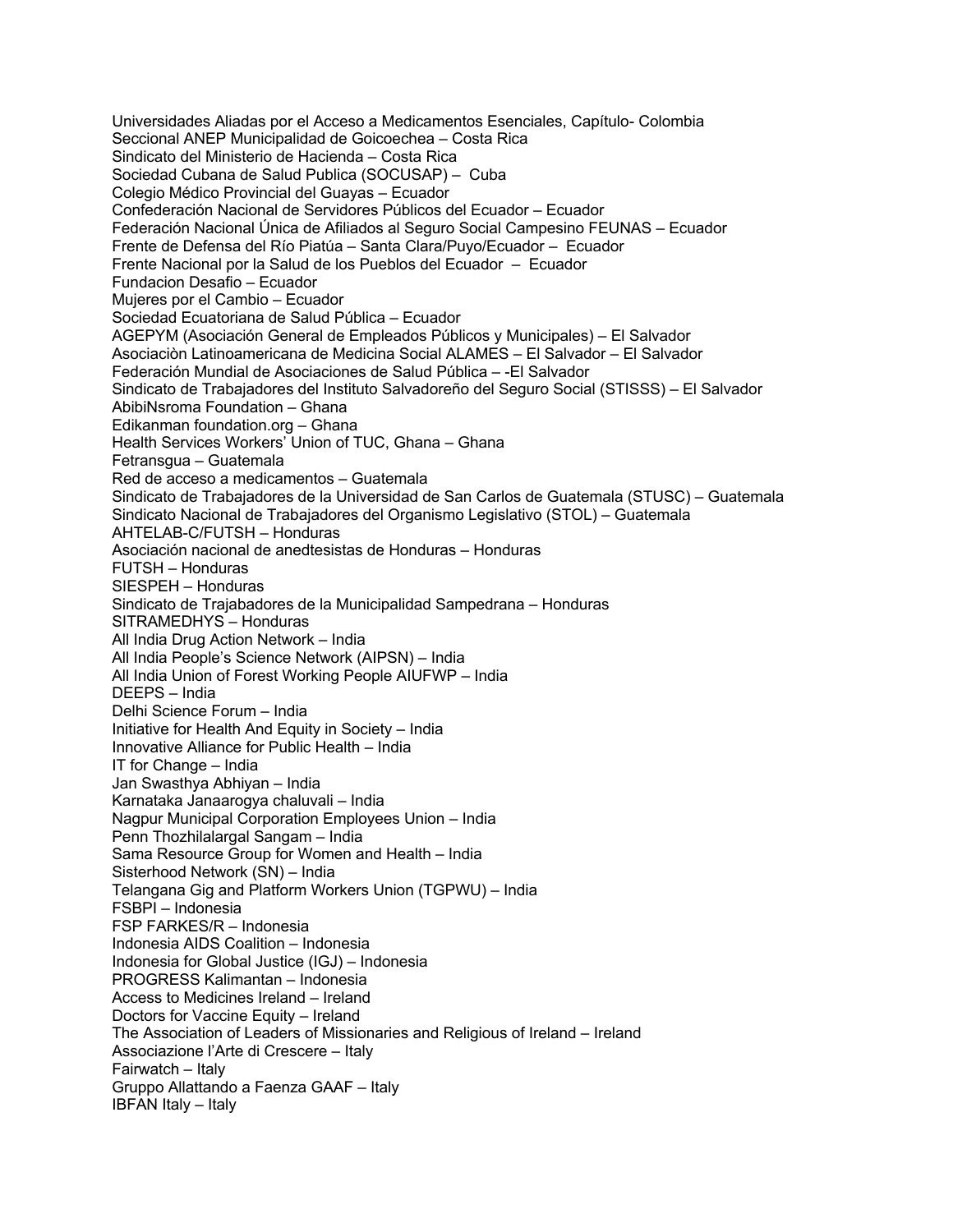Universidades Aliadas por el Acceso a Medicamentos Esenciales, Capítulo- Colombia
Seccional ANEP Municipalidad de Goicoechea – Costa Rica
Sindicato del Ministerio de Hacienda – Costa Rica
Sociedad Cubana de Salud Publica (SOCUSAP) – Cuba
Colegio Médico Provincial del Guayas – Ecuador
Confederación Nacional de Servidores Públicos del Ecuador – Ecuador
Federación Nacional Única de Afiliados al Seguro Social Campesino FEUNAS – Ecuador
Frente de Defensa del Río Piatúa – Santa Clara/Puyo/Ecuador – Ecuador
Frente Nacional por la Salud de los Pueblos del Ecuador – Ecuador
Fundacion Desafio – Ecuador
Mujeres por el Cambio – Ecuador
Sociedad Ecuatoriana de Salud Pública – Ecuador
AGEPYM (Asociación General de Empleados Públicos y Municipales) – El Salvador
Asociaciòn Latinoamericana de Medicina Social ALAMES – El Salvador – El Salvador
Federación Mundial de Asociaciones de Salud Pública – -El Salvador
Sindicato de Trabajadores del Instituto Salvadoreño del Seguro Social (STISSS) – El Salvador
AbibiNsroma Foundation – Ghana
Edikanman foundation.org – Ghana
Health Services Workers' Union of TUC, Ghana – Ghana
Fetransgua – Guatemala
Red de acceso a medicamentos – Guatemala
Sindicato de Trabajadores de la Universidad de San Carlos de Guatemala (STUSC) – Guatemala
Sindicato Nacional de Trabajadores del Organismo Legislativo (STOL) – Guatemala
AHTELAB-C/FUTSH – Honduras
Asociación nacional de anedtesistas de Honduras – Honduras
FUTSH – Honduras
SIESPEH – Honduras
Sindicato de Trajabadores de la Municipalidad Sampedrana – Honduras
SITRAMEDHYS – Honduras
All India Drug Action Network – India
All India People's Science Network (AIPSN) – India
All India Union of Forest Working People AIUFWP – India
DEEPS – India
Delhi Science Forum – India
Initiative for Health And Equity in Society – India
Innovative Alliance for Public Health – India
IT for Change – India
Jan Swasthya Abhiyan – India
Karnataka Janaarogya chaluvali – India
Nagpur Municipal Corporation Employees Union – India
Penn Thozhilalargal Sangam – India
Sama Resource Group for Women and Health – India
Sisterhood Network (SN) – India
Telangana Gig and Platform Workers Union (TGPWU) – India
FSBPI – Indonesia
FSP FARKES/R – Indonesia
Indonesia AIDS Coalition – Indonesia
Indonesia for Global Justice (IGJ) – Indonesia
PROGRESS Kalimantan – Indonesia
Access to Medicines Ireland – Ireland
Doctors for Vaccine Equity – Ireland
The Association of Leaders of Missionaries and Religious of Ireland – Ireland
Associazione l'Arte di Crescere – Italy
Fairwatch – Italy
Gruppo Allattando a Faenza GAAF – Italy
IBFAN Italy – Italy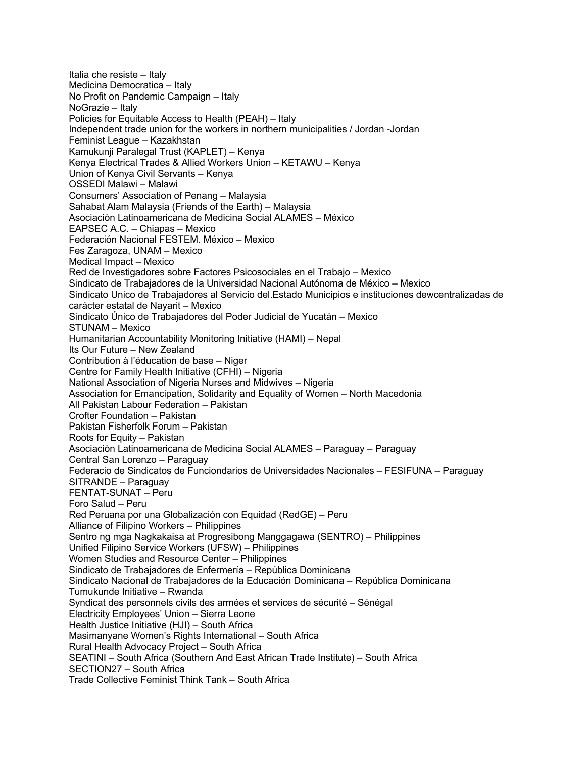Italia che resiste – Italy
Medicina Democratica – Italy
No Profit on Pandemic Campaign – Italy
NoGrazie – Italy
Policies for Equitable Access to Health (PEAH) – Italy
Independent trade union for the workers in northern municipalities / Jordan -Jordan
Feminist League – Kazakhstan
Kamukunji Paralegal Trust (KAPLET) – Kenya
Kenya Electrical Trades & Allied Workers Union – KETAWU – Kenya
Union of Kenya Civil Servants – Kenya
OSSEDI Malawi – Malawi
Consumers' Association of Penang – Malaysia
Sahabat Alam Malaysia (Friends of the Earth) – Malaysia
Asociaciòn Latinoamericana de Medicina Social ALAMES – México
EAPSEC A.C. – Chiapas – Mexico
Federación Nacional FESTEM. México – Mexico
Fes Zaragoza, UNAM – Mexico
Medical Impact – Mexico
Red de Investigadores sobre Factores Psicosociales en el Trabajo – Mexico
Sindicato de Trabajadores de la Universidad Nacional Autónoma de México – Mexico
Sindicato Unico de Trabajadores al Servicio del.Estado Municipios e instituciones dewcentralizadas de carácter estatal de Nayarit – Mexico
Sindicato Único de Trabajadores del Poder Judicial de Yucatán – Mexico
STUNAM – Mexico
Humanitarian Accountability Monitoring Initiative (HAMI) – Nepal
Its Our Future – New Zealand
Contribution à l'éducation de base – Niger
Centre for Family Health Initiative (CFHI) – Nigeria
National Association of Nigeria Nurses and Midwives – Nigeria
Association for Emancipation, Solidarity and Equality of Women – North Macedonia
All Pakistan Labour Federation – Pakistan
Crofter Foundation – Pakistan
Pakistan Fisherfolk Forum – Pakistan
Roots for Equity – Pakistan
Asociaciòn Latinoamericana de Medicina Social ALAMES – Paraguay – Paraguay
Central San Lorenzo – Paraguay
Federacio de Sindicatos de Funciondarios de Universidades Nacionales – FESIFUNA – Paraguay
SITRANDE – Paraguay
FENTAT-SUNAT – Peru
Foro Salud – Peru
Red Peruana por una Globalización con Equidad (RedGE) – Peru
Alliance of Filipino Workers – Philippines
Sentro ng mga Nagkakaisa at Progresibong Manggagawa (SENTRO) – Philippines
Unified Filipino Service Workers (UFSW) – Philippines
Women Studies and Resource Center – Philippines
Sindicato de Trabajadores de Enfermería – República Dominicana
Sindicato Nacional de Trabajadores de la Educación Dominicana – República Dominicana
Tumukunde Initiative – Rwanda
Syndicat des personnels civils des armées et services de sécurité – Sénégal
Electricity Employees' Union – Sierra Leone
Health Justice Initiative (HJI) – South Africa
Masimanyane Women's Rights International – South Africa
Rural Health Advocacy Project – South Africa
SEATINI – South Africa (Southern And East African Trade Institute) – South Africa
SECTION27 – South Africa
Trade Collective Feminist Think Tank – South Africa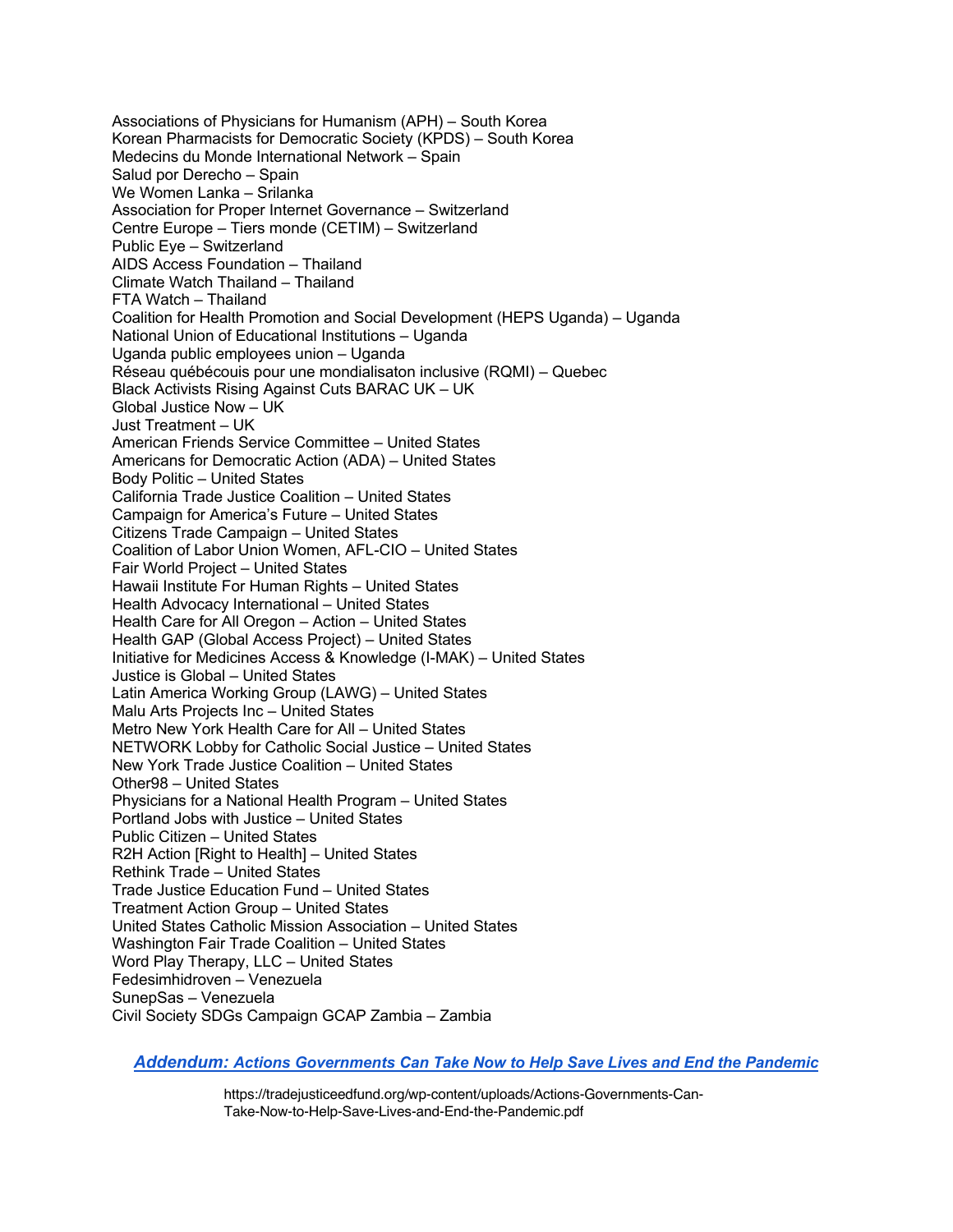Associations of Physicians for Humanism (APH) – South Korea
Korean Pharmacists for Democratic Society (KPDS) – South Korea
Medecins du Monde International Network – Spain
Salud por Derecho – Spain
We Women Lanka – Srilanka
Association for Proper Internet Governance – Switzerland
Centre Europe – Tiers monde (CETIM) – Switzerland
Public Eye – Switzerland
AIDS Access Foundation – Thailand
Climate Watch Thailand – Thailand
FTA Watch – Thailand
Coalition for Health Promotion and Social Development (HEPS Uganda) – Uganda
National Union of Educational Institutions – Uganda
Uganda public employees union – Uganda
Réseau québécouis pour une mondialisaton inclusive (RQMI) – Quebec
Black Activists Rising Against Cuts BARAC UK – UK
Global Justice Now – UK
Just Treatment – UK
American Friends Service Committee – United States
Americans for Democratic Action (ADA) – United States
Body Politic – United States
California Trade Justice Coalition – United States
Campaign for America's Future – United States
Citizens Trade Campaign – United States
Coalition of Labor Union Women, AFL-CIO – United States
Fair World Project – United States
Hawaii Institute For Human Rights – United States
Health Advocacy International – United States
Health Care for All Oregon – Action – United States
Health GAP (Global Access Project) – United States
Initiative for Medicines Access & Knowledge (I-MAK) – United States
Justice is Global – United States
Latin America Working Group (LAWG) – United States
Malu Arts Projects Inc – United States
Metro New York Health Care for All – United States
NETWORK Lobby for Catholic Social Justice – United States
New York Trade Justice Coalition – United States
Other98 – United States
Physicians for a National Health Program – United States
Portland Jobs with Justice – United States
Public Citizen – United States
R2H Action [Right to Health] – United States
Rethink Trade – United States
Trade Justice Education Fund – United States
Treatment Action Group – United States
United States Catholic Mission Association – United States
Washington Fair Trade Coalition – United States
Word Play Therapy, LLC – United States
Fedesimhidroven – Venezuela
SunepSas – Venezuela
Civil Society SDGs Campaign GCAP Zambia – Zambia

***Addendum: Actions Governments Can Take Now to Help Save Lives and End the Pandemic***

https://tradejusticeedfund.org/wp-content/uploads/Actions-Governments-Can-Take-Now-to-Help-Save-Lives-and-End-the-Pandemic.pdf